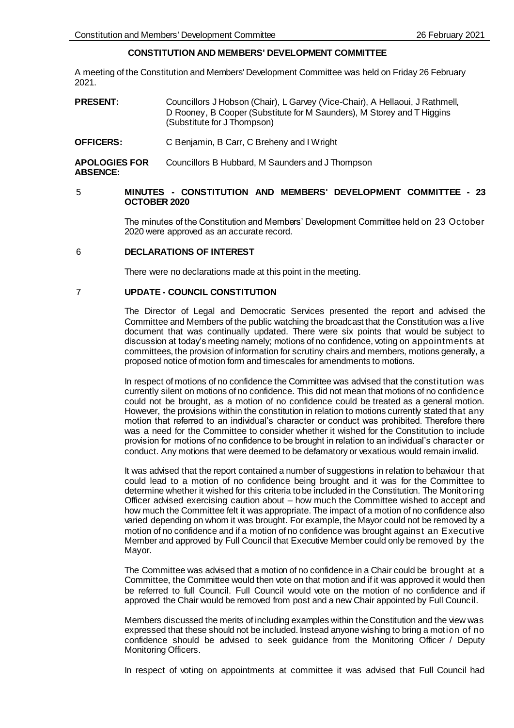# CONSTITUTION AND MEMBERS' DEVELOPMENT COMMITTEE

A meeting of the Constitution and Members' Development Committee was held on Friday 26 February 2021.

**PRESENT:** Councillors J Hobson (Chair), L Garvey (Vice-Chair), A Hellaoui, J Rathmell, D Rooney, B Cooper (Substitute for M Saunders), M Storey and T Higgins (Substitute for J Thompson)

**OFFICERS:** C Benjamin, B Carr, C Breheny and I Wright

**APOLOGIES FOR ABSENCE:** Councillors B Hubbard, M Saunders and J Thompson

## 5 MINUTES - CONSTITUTION AND MEMBERS' DEVELOPMENT COMMITTEE - 23 OCTOBER 2020

The minutes of the Constitution and Members' Development Committee held on 23 October 2020 were approved as an accurate record.

## 6 DECLARATIONS OF INTEREST

There were no declarations made at this point in the meeting.

## 7 UPDATE - COUNCIL CONSTITUTION

The Director of Legal and Democratic Services presented the report and advised the Committee and Members of the public watching the broadcast that the Constitution was a live document that was continually updated. There were six points that would be subject to discussion at today's meeting namely; motions of no confidence, voting on appointments at committees, the provision of information for scrutiny chairs and members, motions generally, a proposed notice of motion form and timescales for amendments to motions.

In respect of motions of no confidence the Committee was advised that the constitution was currently silent on motions of no confidence. This did not mean that motions of no confidence could not be brought, as a motion of no confidence could be treated as a general motion. However, the provisions within the constitution in relation to motions currently stated that any motion that referred to an individual's character or conduct was prohibited. Therefore there was a need for the Committee to consider whether it wished for the Constitution to include provision for motions of no confidence to be brought in relation to an individual's character or conduct. Any motions that were deemed to be defamatory or vexatious would remain invalid.

It was advised that the report contained a number of suggestions in relation to behaviour that could lead to a motion of no confidence being brought and it was for the Committee to determine whether it wished for this criteria to be included in the Constitution. The Monitoring Officer advised exercising caution about – how much the Committee wished to accept and how much the Committee felt it was appropriate. The impact of a motion of no confidence also varied depending on whom it was brought. For example, the Mayor could not be removed by a motion of no confidence and if a motion of no confidence was brought against an Executive Member and approved by Full Council that Executive Member could only be removed by the Mayor.

The Committee was advised that a motion of no confidence in a Chair could be brought at a Committee, the Committee would then vote on that motion and if it was approved it would then be referred to full Council. Full Council would vote on the motion of no confidence and if approved the Chair would be removed from post and a new Chair appointed by Full Council.

Members discussed the merits of including examples within the Constitution and the view was expressed that these should not be included. Instead anyone wishing to bring a motion of no confidence should be advised to seek guidance from the Monitoring Officer / Deputy Monitoring Officers.

In respect of voting on appointments at committee it was advised that Full Council had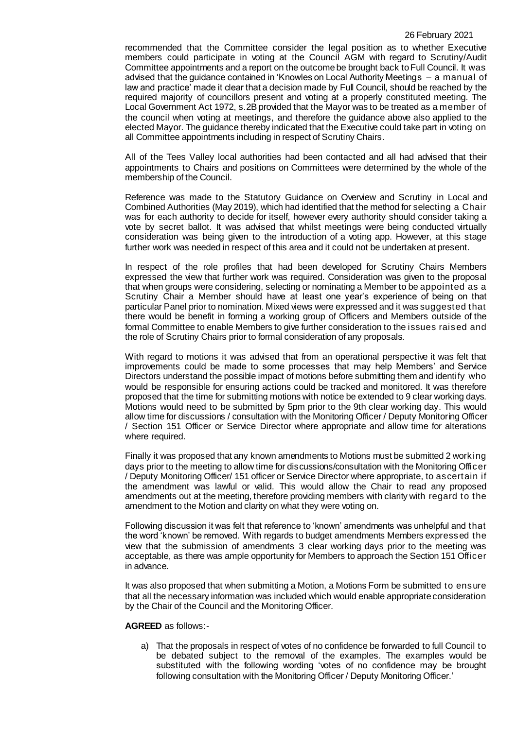recommended that the Committee consider the legal position as to whether Executive members could participate in voting at the Council AGM with regard to Scrutiny/Audit Committee appointments and a report on the outcome be brought back to Full Council. It was advised that the guidance contained in 'Knowles on Local Authority Meetings – a manual of law and practice' made it clear that a decision made by Full Council, should be reached by the required majority of councillors present and voting at a properly constituted meeting. The Local Government Act 1972, s.2B provided that the Mayor was to be treated as a member of the council when voting at meetings, and therefore the guidance above also applied to the elected Mayor. The guidance thereby indicated that the Executive could take part in voting on all Committee appointments including in respect of Scrutiny Chairs.

All of the Tees Valley local authorities had been contacted and all had advised that their appointments to Chairs and positions on Committees were determined by the whole of the membership of the Council.

Reference was made to the Statutory Guidance on Overview and Scrutiny in Local and Combined Authorities (May 2019), which had identified that the method for selecting a Chair was for each authority to decide for itself, however every authority should consider taking a vote by secret ballot. It was advised that whilst meetings were being conducted virtually consideration was being given to the introduction of a voting app. However, at this stage further work was needed in respect of this area and it could not be undertaken at present.

In respect of the role profiles that had been developed for Scrutiny Chairs Members expressed the view that further work was required. Consideration was given to the proposal that when groups were considering, selecting or nominating a Member to be appointed as a Scrutiny Chair a Member should have at least one year's experience of being on that particular Panel prior to nomination. Mixed views were expressed and it was suggested that there would be benefit in forming a working group of Officers and Members outside of the formal Committee to enable Members to give further consideration to the issues raised and the role of Scrutiny Chairs prior to formal consideration of any proposals.

With regard to motions it was advised that from an operational perspective it was felt that improvements could be made to some processes that may help Members' and Service Directors understand the possible impact of motions before submitting them and identify who would be responsible for ensuring actions could be tracked and monitored. It was therefore proposed that the time for submitting motions with notice be extended to 9 clear working days. Motions would need to be submitted by 5pm prior to the 9th clear working day. This would allow time for discussions / consultation with the Monitoring Officer / Deputy Monitoring Officer / Section 151 Officer or Service Director where appropriate and allow time for alterations where required.

Finally it was proposed that any known amendments to Motions must be submitted 2 working days prior to the meeting to allow time for discussions/consultation with the Monitoring Officer / Deputy Monitoring Officer/ 151 officer or Service Director where appropriate, to ascertain if the amendment was lawful or valid. This would allow the Chair to read any proposed amendments out at the meeting, therefore providing members with clarity with regard to the amendment to the Motion and clarity on what they were voting on.

Following discussion it was felt that reference to 'known' amendments was unhelpful and that the word 'known' be removed. With regards to budget amendments Members expressed the view that the submission of amendments 3 clear working days prior to the meeting was acceptable, as there was ample opportunity for Members to approach the Section 151 Officer in advance.

It was also proposed that when submitting a Motion, a Motions Form be submitted to ensure that all the necessary information was included which would enable appropriate consideration by the Chair of the Council and the Monitoring Officer.

**AGREED** as follows:-

a) That the proposals in respect of votes of no confidence be forwarded to full Council to be debated subject to the removal of the examples. The examples would be substituted with the following wording 'votes of no confidence may be brought following consultation with the Monitoring Officer / Deputy Monitoring Officer.'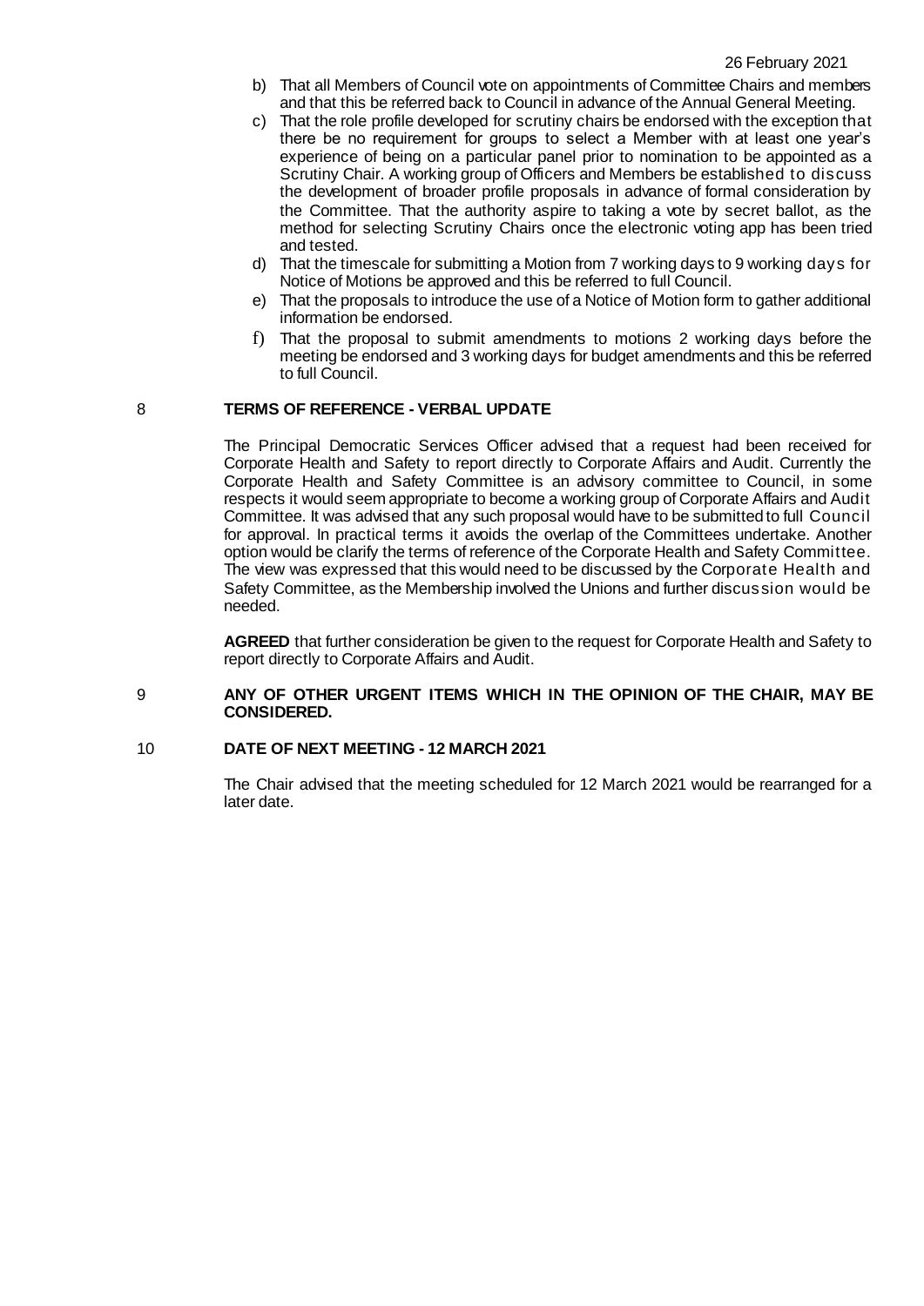b) That all Members of Council vote on appointments of Committee Chairs and members and that this be referred back to Council in advance of the Annual General Meeting.
c) That the role profile developed for scrutiny chairs be endorsed with the exception that there be no requirement for groups to select a Member with at least one year's experience of being on a particular panel prior to nomination to be appointed as a Scrutiny Chair. A working group of Officers and Members be established to discuss the development of broader profile proposals in advance of formal consideration by the Committee. That the authority aspire to taking a vote by secret ballot, as the method for selecting Scrutiny Chairs once the electronic voting app has been tried and tested.
d) That the timescale for submitting a Motion from 7 working days to 9 working days for Notice of Motions be approved and this be referred to full Council.
e) That the proposals to introduce the use of a Notice of Motion form to gather additional information be endorsed.
f) That the proposal to submit amendments to motions 2 working days before the meeting be endorsed and 3 working days for budget amendments and this be referred to full Council.

## 8 TERMS OF REFERENCE - VERBAL UPDATE

The Principal Democratic Services Officer advised that a request had been received for Corporate Health and Safety to report directly to Corporate Affairs and Audit. Currently the Corporate Health and Safety Committee is an advisory committee to Council, in some respects it would seem appropriate to become a working group of Corporate Affairs and Audit Committee. It was advised that any such proposal would have to be submitted to full Council for approval. In practical terms it avoids the overlap of the Committees undertake. Another option would be clarify the terms of reference of the Corporate Health and Safety Committee. The view was expressed that this would need to be discussed by the Corporate Health and Safety Committee, as the Membership involved the Unions and further discussion would be needed.

**AGREED** that further consideration be given to the request for Corporate Health and Safety to report directly to Corporate Affairs and Audit.

## 9 ANY OF OTHER URGENT ITEMS WHICH IN THE OPINION OF THE CHAIR, MAY BE CONSIDERED.

## 10 DATE OF NEXT MEETING - 12 MARCH 2021

The Chair advised that the meeting scheduled for 12 March 2021 would be rearranged for a later date.